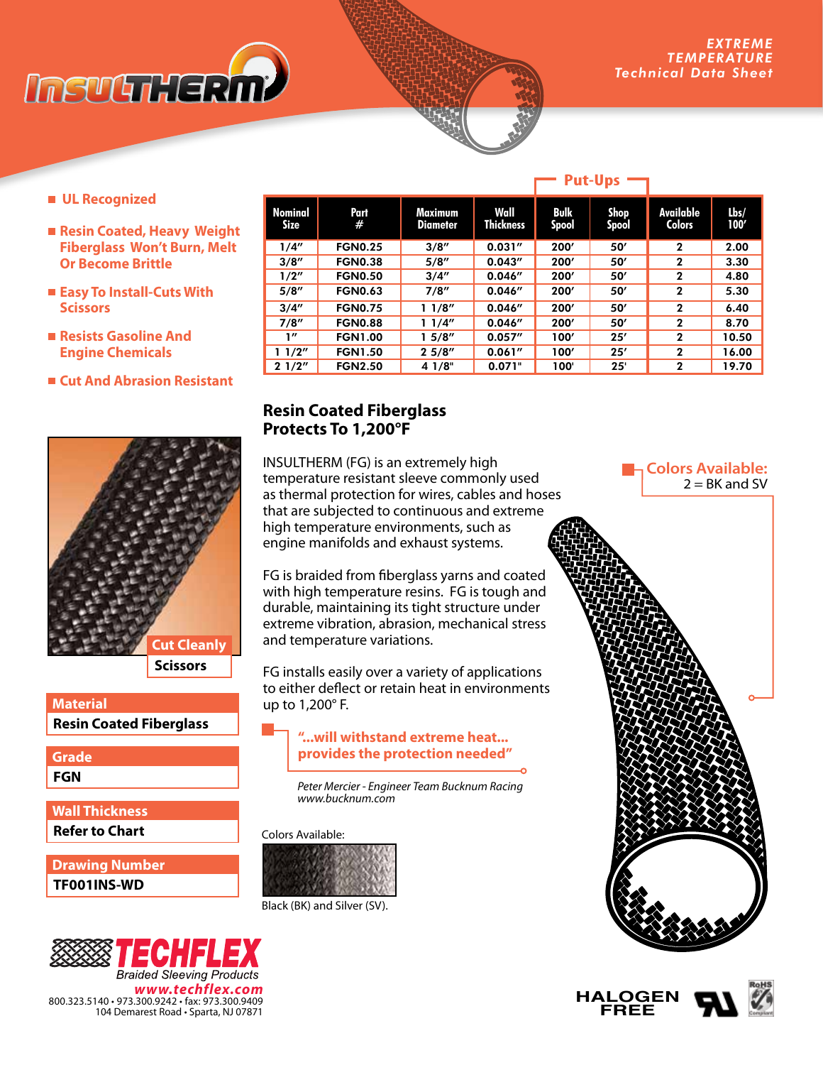# INSULTHERM®

**EXTREME TEMPERATURE Technical Data Sheet**

- UL Recognized
- Resin Coated, Heavy Weight Fiberglass Won't Burn, Melt Or Become Brittle
- Easy To Install-Cuts With Scissors
- Resists Gasoline And Engine Chemicals
- Cut And Abrasion Resistant

| Nominal Size | Part # | Maximum Diameter | Wall Thickness | Put-Ups | | Available Colors | Lbs/ 100′ |
|---|---|---|---|---|---|---|---|
| | | | | Bulk Spool | Shop Spool | | |
| 1/4″ | FGN0.25 | 3/8″ | 0.031″ | 200′ | 50′ | 2 | 2.00 |
| 3/8″ | FGN0.38 | 5/8″ | 0.043″ | 200′ | 50′ | 2 | 3.30 |
| 1/2″ | FGN0.50 | 3/4″ | 0.046″ | 200′ | 50′ | 2 | 4.80 |
| 5/8″ | FGN0.63 | 7/8″ | 0.046″ | 200′ | 50′ | 2 | 5.30 |
| 3/4″ | FGN0.75 | 1 1/8″ | 0.046″ | 200′ | 50′ | 2 | 6.40 |
| 7/8″ | FGN0.88 | 1 1/4″ | 0.046″ | 200′ | 50′ | 2 | 8.70 |
| 1″ | FGN1.00 | 1 5/8″ | 0.057″ | 100′ | 25′ | 2 | 10.50 |
| 1 1/2″ | FGN1.50 | 2 5/8″ | 0.061″ | 100′ | 25′ | 2 | 16.00 |
| 2 1/2″ | FGN2.50 | 4 1/8" | 0.071" | 100' | 25' | 2 | 19.70 |

## Resin Coated Fiberglass Protects To 1,200°F

INSULTHERM (FG) is an extremely high temperature resistant sleeve commonly used as thermal protection for wires, cables and hoses that are subjected to continuous and extreme high temperature environments, such as engine manifolds and exhaust systems.

FG is braided from fiberglass yarns and coated with high temperature resins. FG is tough and durable, maintaining its tight structure under extreme vibration, abrasion, mechanical stress and temperature variations.

FG installs easily over a variety of applications to either deflect or retain heat in environments up to 1,200° F.

**"...will withstand extreme heat... provides the protection needed"**

*Peter Mercier - Engineer Team Bucknum Racing*
*www.bucknum.com*

**Colors Available:**
2 = BK and SV

Cut Cleanly
**Scissors**

| Material |
|---|
| Resin Coated Fiberglass |

| Grade |
|---|
| FGN |

| Wall Thickness |
|---|
| Refer to Chart |

| Drawing Number |
|---|
| TF001INS-WD |

Colors Available:

Black (BK) and Silver (SV).

**TECHFLEX**
Braided Sleeving Products
www.techflex.com
800.323.5140 • 973.300.9242 • fax: 973.300.9409
104 Demarest Road • Sparta, NJ 07871

HALOGEN FREE

RoHS Compliant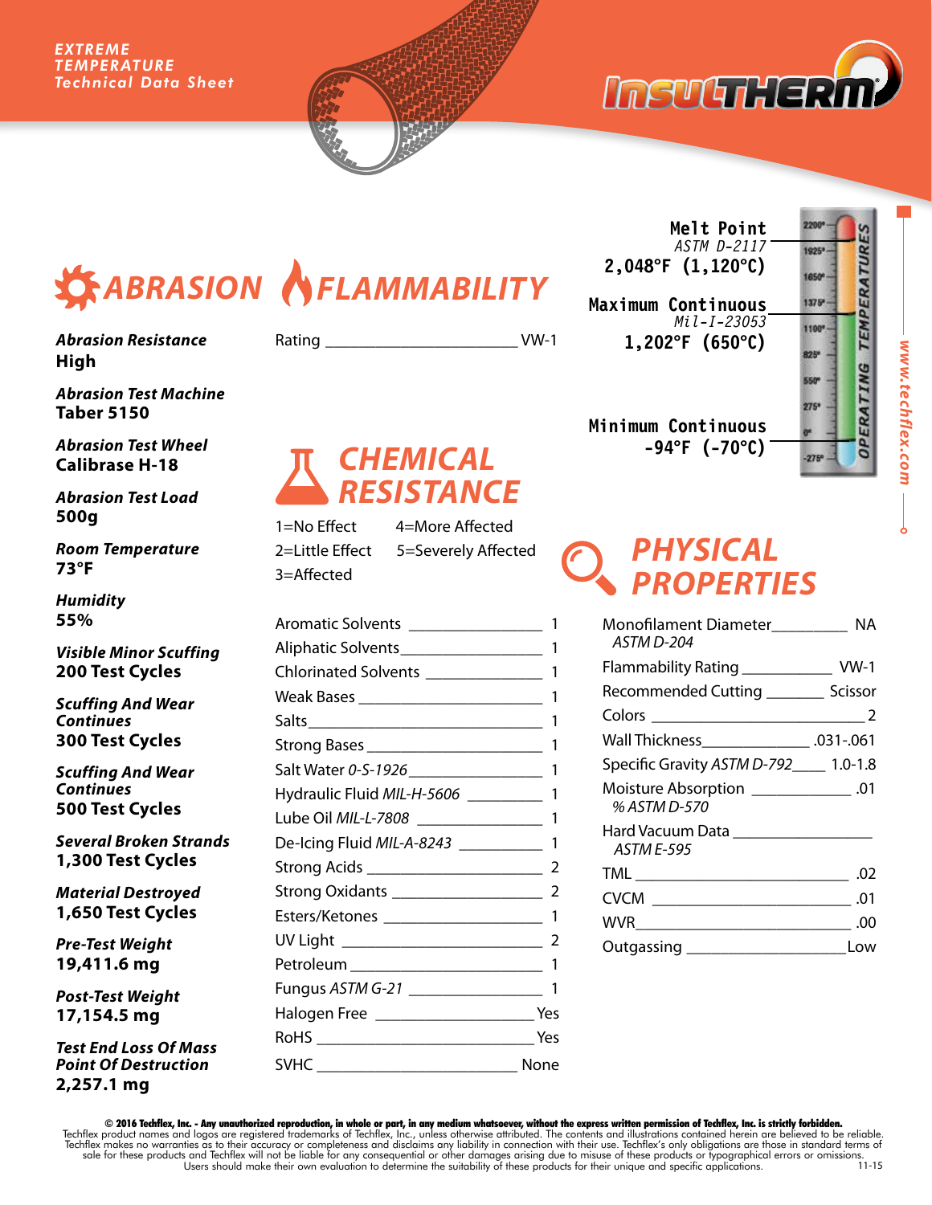*EXTREME TEMPERATURE*
*Technical Data Sheet*

INSULTHERM®

Melt Point
*ASTM D-2117*
2,048°F (1,120°C)

Maximum Continuous
*Mil-I-23053*
1,202°F (650°C)

Minimum Continuous
-94°F (-70°C)

OPERATING TEMPERATURES
2200°
1925°
1650°
1375°
1100°
825°
550°
275°
0°
-275°

www.techflex.com

## ABRASION

***Abrasion Resistance***
**High**

***Abrasion Test Machine***
**Taber 5150**

***Abrasion Test Wheel***
**Calibrase H-18**

***Abrasion Test Load***
**500g**

***Room Temperature***
**73°F**

***Humidity***
**55%**

***Visible Minor Scuffing***
**200 Test Cycles**

***Scuffing And Wear Continues***
**300 Test Cycles**

***Scuffing And Wear Continues***
**500 Test Cycles**

***Several Broken Strands***
**1,300 Test Cycles**

***Material Destroyed***
**1,650 Test Cycles**

***Pre-Test Weight***
**19,411.6 mg**

***Post-Test Weight***
**17,154.5 mg**

***Test End Loss Of Mass Point Of Destruction***
**2,257.1 mg**

## FLAMMABILITY

| | |
|---|---|
| Rating | VW-1 |

## CHEMICAL RESISTANCE

1=No Effect
2=Little Effect
3=Affected
4=More Affected
5=Severely Affected

| | |
|---|---|
| Aromatic Solvents | 1 |
| Aliphatic Solvents | 1 |
| Chlorinated Solvents | 1 |
| Weak Bases | 1 |
| Salts | 1 |
| Strong Bases | 1 |
| Salt Water *0-S-1926* | 1 |
| Hydraulic Fluid *MIL-H-5606* | 1 |
| Lube Oil *MIL-L-7808* | 1 |
| De-Icing Fluid *MIL-A-8243* | 1 |
| Strong Acids | 2 |
| Strong Oxidants | 2 |
| Esters/Ketones | 1 |
| UV Light | 2 |
| Petroleum | 1 |
| Fungus *ASTM G-21* | 1 |
| Halogen Free | Yes |
| RoHS | Yes |
| SVHC | None |

## PHYSICAL PROPERTIES

| | |
|---|---|
| Monofilament Diameter *ASTM D-204* | NA |
| Flammability Rating | VW-1 |
| Recommended Cutting | Scissor |
| Colors | 2 |
| Wall Thickness | .031-.061 |
| Specific Gravity *ASTM D-792* | 1.0-1.8 |
| Moisture Absorption *% ASTM D-570* | .01 |
| Hard Vacuum Data *ASTM E-595* | |
| TML | .02 |
| CVCM | .01 |
| WVR | .00 |
| Outgassing | Low |

**© 2016 Techflex, Inc. - Any unauthorized reproduction, in whole or part, in any medium whatsoever, without the express written permission of Techflex, Inc. is strictly forbidden.**
Techflex product names and logos are registered trademarks of Techflex, Inc., unless otherwise attributed. The contents and illustrations contained herein are believed to be reliable. Techflex makes no warranties as to their accuracy or completeness and disclaims any liability in connection with their use. Techflex's only obligations are those in standard terms of sale for these products and Techflex will not be liable for any consequential or other damages arising due to misuse of these products or typographical errors or omissions. Users should make their own evaluation to determine the suitability of these products for their unique and specific applications.

11-15